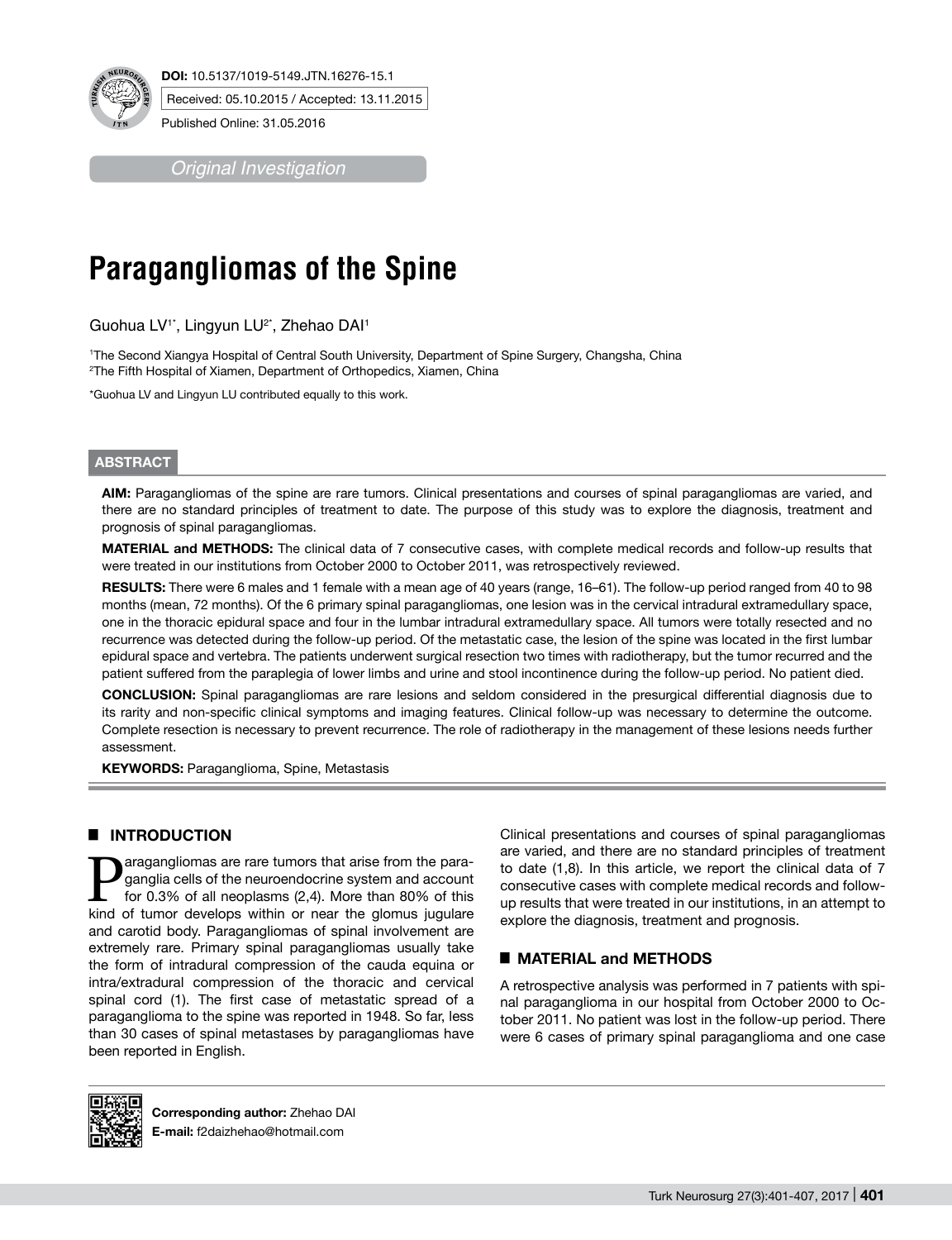**DOI:** 10.5137/1019-5149.JTN.16276-15.1

Received: 05.10.2015 / Accepted: 13.11.2015

Published Online: 31.05.2016

*Original Investigation*

# Paragangliomas of the Spine

Guohua LV[1*], Lingyun LU[2*], Zhehao DAI[1]

[1]The Second Xiangya Hospital of Central South University, Department of Spine Surgery, Changsha, China
[2]The Fifth Hospital of Xiamen, Department of Orthopedics, Xiamen, China

*Guohua LV and Lingyun LU contributed equally to this work.

## ABSTRACT

**AIM:** Paragangliomas of the spine are rare tumors. Clinical presentations and courses of spinal paragangliomas are varied, and there are no standard principles of treatment to date. The purpose of this study was to explore the diagnosis, treatment and prognosis of spinal paragangliomas.

**MATERIAL and METHODS:** The clinical data of 7 consecutive cases, with complete medical records and follow-up results that were treated in our institutions from October 2000 to October 2011, was retrospectively reviewed.

**RESULTS:** There were 6 males and 1 female with a mean age of 40 years (range, 16–61). The follow-up period ranged from 40 to 98 months (mean, 72 months). Of the 6 primary spinal paragangliomas, one lesion was in the cervical intradural extramedullary space, one in the thoracic epidural space and four in the lumbar intradural extramedullary space. All tumors were totally resected and no recurrence was detected during the follow-up period. Of the metastatic case, the lesion of the spine was located in the first lumbar epidural space and vertebra. The patients underwent surgical resection two times with radiotherapy, but the tumor recurred and the patient suffered from the paraplegia of lower limbs and urine and stool incontinence during the follow-up period. No patient died.

**CONCLUSION:** Spinal paragangliomas are rare lesions and seldom considered in the presurgical differential diagnosis due to its rarity and non-specific clinical symptoms and imaging features. Clinical follow-up was necessary to determine the outcome. Complete resection is necessary to prevent recurrence. The role of radiotherapy in the management of these lesions needs further assessment.

**KEYWORDS:** Paraganglioma, Spine, Metastasis

## INTRODUCTION

Paragangliomas are rare tumors that arise from the paraganglia cells of the neuroendocrine system and account for 0.3% of all neoplasms (2,4). More than 80% of this kind of tumor develops within or near the glomus jugulare and carotid body. Paragangliomas of spinal involvement are extremely rare. Primary spinal paragangliomas usually take the form of intradural compression of the cauda equina or intra/extradural compression of the thoracic and cervical spinal cord (1). The first case of metastatic spread of a paraganglioma to the spine was reported in 1948. So far, less than 30 cases of spinal metastases by paragangliomas have been reported in English.

Clinical presentations and courses of spinal paragangliomas are varied, and there are no standard principles of treatment to date (1,8). In this article, we report the clinical data of 7 consecutive cases with complete medical records and follow-up results that were treated in our institutions, in an attempt to explore the diagnosis, treatment and prognosis.

## MATERIAL and METHODS

A retrospective analysis was performed in 7 patients with spinal paraganglioma in our hospital from October 2000 to October 2011. No patient was lost in the follow-up period. There were 6 cases of primary spinal paraganglioma and one case

**Corresponding author:** Zhehao DAI
**E-mail:** f2daizhehao@hotmail.com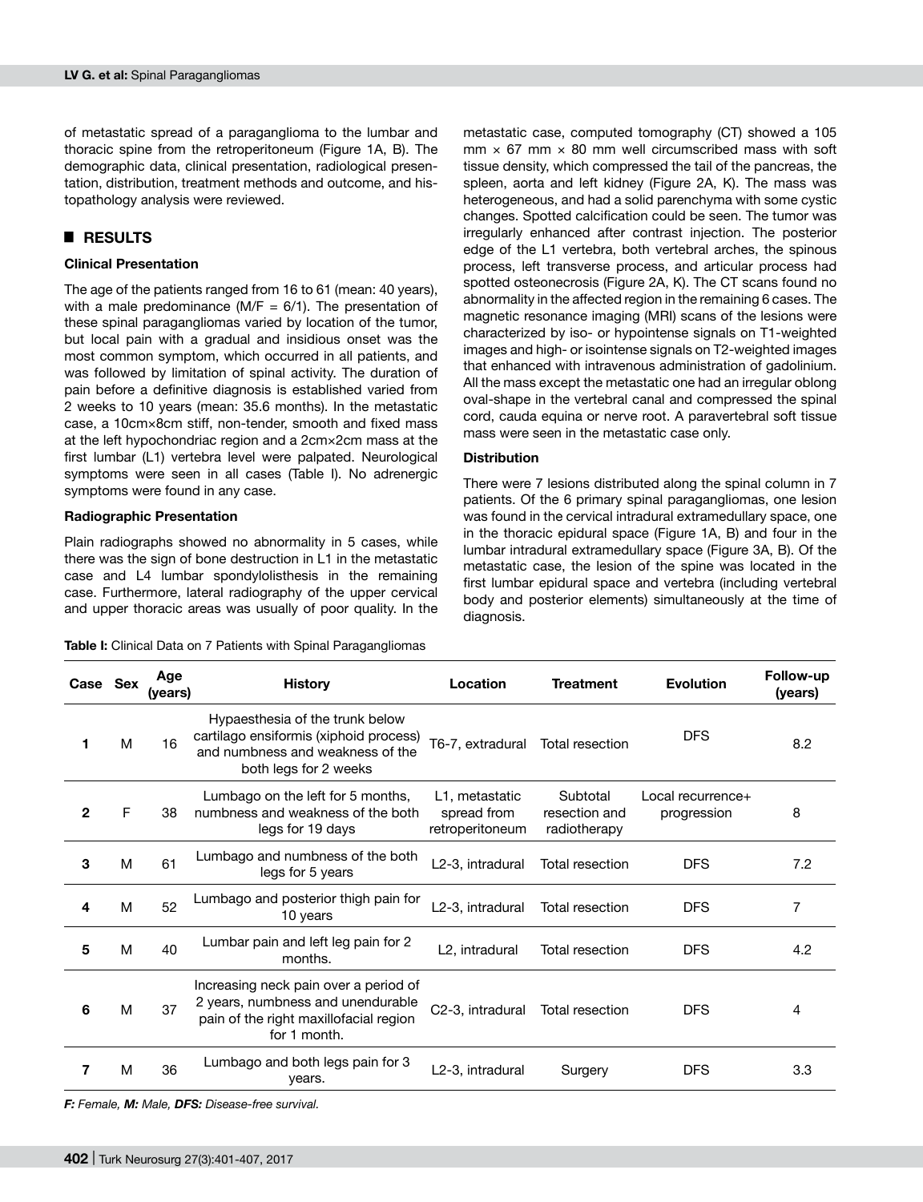of metastatic spread of a paraganglioma to the lumbar and thoracic spine from the retroperitoneum (Figure 1A, B). The demographic data, clinical presentation, radiological presentation, distribution, treatment methods and outcome, and histopathology analysis were reviewed.

## RESULTS

### Clinical Presentation

The age of the patients ranged from 16 to 61 (mean: 40 years), with a male predominance (M/F = 6/1). The presentation of these spinal paragangliomas varied by location of the tumor, but local pain with a gradual and insidious onset was the most common symptom, which occurred in all patients, and was followed by limitation of spinal activity. The duration of pain before a definitive diagnosis is established varied from 2 weeks to 10 years (mean: 35.6 months). In the metastatic case, a 10cm×8cm stiff, non-tender, smooth and fixed mass at the left hypochondriac region and a 2cm×2cm mass at the first lumbar (L1) vertebra level were palpated. Neurological symptoms were seen in all cases (Table I). No adrenergic symptoms were found in any case.

### Radiographic Presentation

Plain radiographs showed no abnormality in 5 cases, while there was the sign of bone destruction in L1 in the metastatic case and L4 lumbar spondylolisthesis in the remaining case. Furthermore, lateral radiography of the upper cervical and upper thoracic areas was usually of poor quality. In the metastatic case, computed tomography (CT) showed a 105 mm × 67 mm × 80 mm well circumscribed mass with soft tissue density, which compressed the tail of the pancreas, the spleen, aorta and left kidney (Figure 2A, K). The mass was heterogeneous, and had a solid parenchyma with some cystic changes. Spotted calcification could be seen. The tumor was irregularly enhanced after contrast injection. The posterior edge of the L1 vertebra, both vertebral arches, the spinous process, left transverse process, and articular process had spotted osteonecrosis (Figure 2A, K). The CT scans found no abnormality in the affected region in the remaining 6 cases. The magnetic resonance imaging (MRI) scans of the lesions were characterized by iso- or hypointense signals on T1-weighted images and high- or isointense signals on T2-weighted images that enhanced with intravenous administration of gadolinium. All the mass except the metastatic one had an irregular oblong oval-shape in the vertebral canal and compressed the spinal cord, cauda equina or nerve root. A paravertebral soft tissue mass were seen in the metastatic case only.

### Distribution

There were 7 lesions distributed along the spinal column in 7 patients. Of the 6 primary spinal paragangliomas, one lesion was found in the cervical intradural extramedullary space, one in the thoracic epidural space (Figure 1A, B) and four in the lumbar intradural extramedullary space (Figure 3A, B). Of the metastatic case, the lesion of the spine was located in the first lumbar epidural space and vertebra (including vertebral body and posterior elements) simultaneously at the time of diagnosis.

**Table I:** Clinical Data on 7 Patients with Spinal Paragangliomas

| Case | Sex | Age (years) | History | Location | Treatment | Evolution | Follow-up (years) |
|---|---|---|---|---|---|---|---|
| 1 | M | 16 | Hypaesthesia of the trunk below cartilago ensiformis (xiphoid process) and numbness and weakness of the both legs for 2 weeks | T6-7, extradural | Total resection | DFS | 8.2 |
| 2 | F | 38 | Lumbago on the left for 5 months, numbness and weakness of the both legs for 19 days | L1, metastatic spread from retroperitoneum | Subtotal resection and radiotherapy | Local recurrence+ progression | 8 |
| 3 | M | 61 | Lumbago and numbness of the both legs for 5 years | L2-3, intradural | Total resection | DFS | 7.2 |
| 4 | M | 52 | Lumbago and posterior thigh pain for 10 years | L2-3, intradural | Total resection | DFS | 7 |
| 5 | M | 40 | Lumbar pain and left leg pain for 2 months. | L2, intradural | Total resection | DFS | 4.2 |
| 6 | M | 37 | Increasing neck pain over a period of 2 years, numbness and unendurable pain of the right maxillofacial region for 1 month. | C2-3, intradural | Total resection | DFS | 4 |
| 7 | M | 36 | Lumbago and both legs pain for 3 years. | L2-3, intradural | Surgery | DFS | 3.3 |

***F:*** *Female,* ***M:*** *Male,* ***DFS:*** *Disease-free survival.*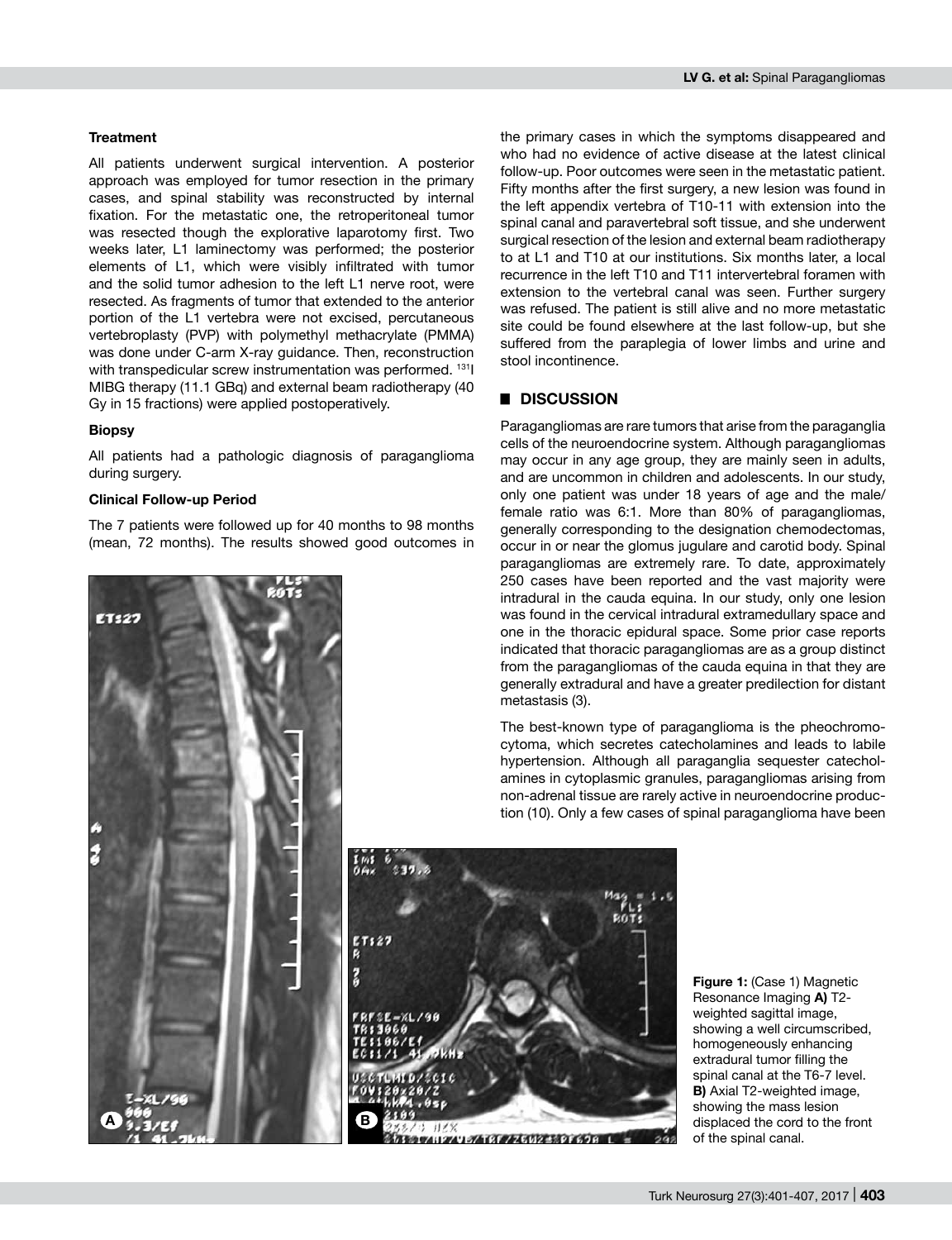### Treatment

All patients underwent surgical intervention. A posterior approach was employed for tumor resection in the primary cases, and spinal stability was reconstructed by internal fixation. For the metastatic one, the retroperitoneal tumor was resected though the explorative laparotomy first. Two weeks later, L1 laminectomy was performed; the posterior elements of L1, which were visibly infiltrated with tumor and the solid tumor adhesion to the left L1 nerve root, were resected. As fragments of tumor that extended to the anterior portion of the L1 vertebra were not excised, percutaneous vertebroplasty (PVP) with polymethyl methacrylate (PMMA) was done under C-arm X-ray guidance. Then, reconstruction with transpedicular screw instrumentation was performed. $^{131}$I MIBG therapy (11.1 GBq) and external beam radiotherapy (40 Gy in 15 fractions) were applied postoperatively.

### Biopsy

All patients had a pathologic diagnosis of paraganglioma during surgery.

### Clinical Follow-up Period

The 7 patients were followed up for 40 months to 98 months (mean, 72 months). The results showed good outcomes in the primary cases in which the symptoms disappeared and who had no evidence of active disease at the latest clinical follow-up. Poor outcomes were seen in the metastatic patient. Fifty months after the first surgery, a new lesion was found in the left appendix vertebra of T10-11 with extension into the spinal canal and paravertebral soft tissue, and she underwent surgical resection of the lesion and external beam radiotherapy to at L1 and T10 at our institutions. Six months later, a local recurrence in the left T10 and T11 intervertebral foramen with extension to the vertebral canal was seen. Further surgery was refused. The patient is still alive and no more metastatic site could be found elsewhere at the last follow-up, but she suffered from the paraplegia of lower limbs and urine and stool incontinence.

## DISCUSSION

Paragangliomas are rare tumors that arise from the paraganglia cells of the neuroendocrine system. Although paragangliomas may occur in any age group, they are mainly seen in adults, and are uncommon in children and adolescents. In our study, only one patient was under 18 years of age and the male/female ratio was 6:1. More than 80% of paragangliomas, generally corresponding to the designation chemodectomas, occur in or near the glomus jugulare and carotid body. Spinal paragangliomas are extremely rare. To date, approximately 250 cases have been reported and the vast majority were intradural in the cauda equina. In our study, only one lesion was found in the cervical intradural extramedullary space and one in the thoracic epidural space. Some prior case reports indicated that thoracic paragangliomas are as a group distinct from the paragangliomas of the cauda equina in that they are generally extradural and have a greater predilection for distant metastasis (3).

The best-known type of paraganglioma is the pheochromocytoma, which secretes catecholamines and leads to labile hypertension. Although all paraganglia sequester catecholamines in cytoplasmic granules, paragangliomas arising from non-adrenal tissue are rarely active in neuroendocrine production (10). Only a few cases of spinal paraganglioma have been

**Figure 1:** (Case 1) Magnetic Resonance Imaging **A)** T2-weighted sagittal image, showing a well circumscribed, homogeneously enhancing extradural tumor filling the spinal canal at the T6-7 level. **B)** Axial T2-weighted image, showing the mass lesion displaced the cord to the front of the spinal canal.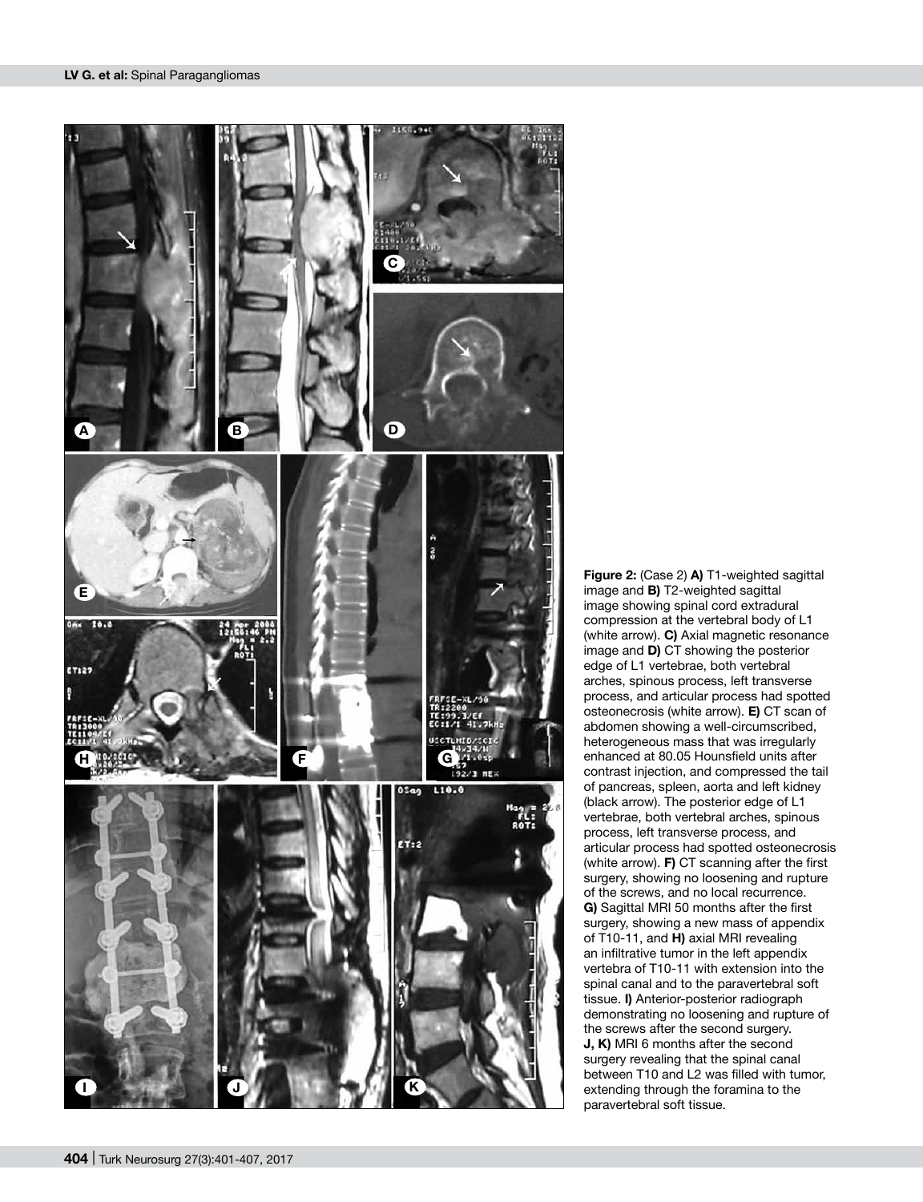**Figure 2:** (Case 2) **A)** T1-weighted sagittal image and **B)** T2-weighted sagittal image showing spinal cord extradural compression at the vertebral body of L1 (white arrow). **C)** Axial magnetic resonance image and **D)** CT showing the posterior edge of L1 vertebrae, both vertebral arches, spinous process, left transverse process, and articular process had spotted osteonecrosis (white arrow). **E)** CT scan of abdomen showing a well-circumscribed, heterogeneous mass that was irregularly enhanced at 80.05 Hounsfield units after contrast injection, and compressed the tail of pancreas, spleen, aorta and left kidney (black arrow). The posterior edge of L1 vertebrae, both vertebral arches, spinous process, left transverse process, and articular process had spotted osteonecrosis (white arrow). **F)** CT scanning after the first surgery, showing no loosening and rupture of the screws, and no local recurrence. **G)** Sagittal MRI 50 months after the first surgery, showing a new mass of appendix of T10-11, and **H)** axial MRI revealing an infiltrative tumor in the left appendix vertebra of T10-11 with extension into the spinal canal and to the paravertebral soft tissue. **I)** Anterior-posterior radiograph demonstrating no loosening and rupture of the screws after the second surgery. **J, K)** MRI 6 months after the second surgery revealing that the spinal canal between T10 and L2 was filled with tumor, extending through the foramina to the paravertebral soft tissue.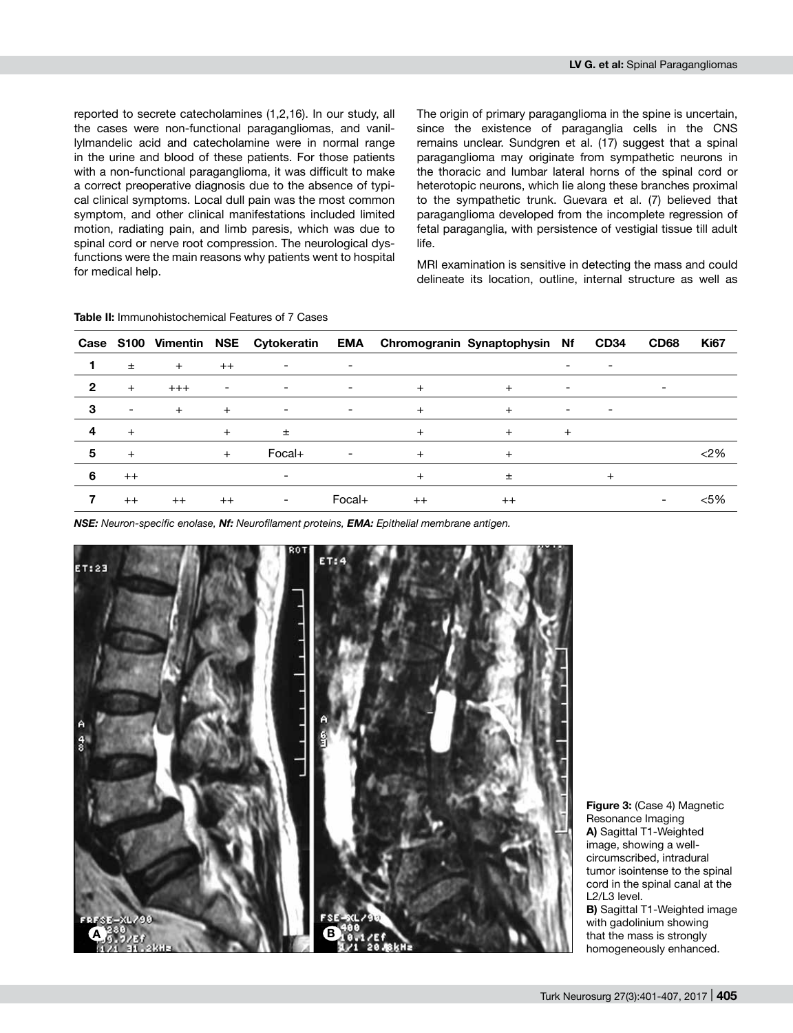reported to secrete catecholamines (1,2,16). In our study, all the cases were non-functional paragangliomas, and vanillylmandelic acid and catecholamine were in normal range in the urine and blood of these patients. For those patients with a non-functional paraganglioma, it was difficult to make a correct preoperative diagnosis due to the absence of typical clinical symptoms. Local dull pain was the most common symptom, and other clinical manifestations included limited motion, radiating pain, and limb paresis, which was due to spinal cord or nerve root compression. The neurological dysfunctions were the main reasons why patients went to hospital for medical help.

The origin of primary paraganglioma in the spine is uncertain, since the existence of paraganglia cells in the CNS remains unclear. Sundgren et al. (17) suggest that a spinal paraganglioma may originate from sympathetic neurons in the thoracic and lumbar lateral horns of the spinal cord or heterotopic neurons, which lie along these branches proximal to the sympathetic trunk. Guevara et al. (7) believed that paraganglioma developed from the incomplete regression of fetal paraganglia, with persistence of vestigial tissue till adult life.

MRI examination is sensitive in detecting the mass and could delineate its location, outline, internal structure as well as

**Table II:** Immunohistochemical Features of 7 Cases

| Case | S100 | Vimentin | NSE | Cytokeratin | EMA | Chromogranin | Synaptophysin | Nf | CD34 | CD68 | Ki67 |
|---|---|---|---|---|---|---|---|---|---|---|---|
| 1 | ± | + | ++ | - | - | | | - | - | | |
| 2 | + | +++ | - | - | - | + | + | - | | - | |
| 3 | - | + | + | - | - | + | + | - | - | | |
| 4 | + | | + | ± | | + | + | + | | | |
| 5 | + | | + | Focal+ | - | + | + | | | | <2% |
| 6 | ++ | | | - | | + | ± | | + | | |
| 7 | ++ | ++ | ++ | - | Focal+ | ++ | ++ | | | - | <5% |

*NSE: Neuron-specific enolase, Nf: Neurofilament proteins, EMA: Epithelial membrane antigen.*

**Figure 3:** (Case 4) Magnetic Resonance Imaging **A)** Sagittal T1-Weighted image, showing a well-circumscribed, intradural tumor isointense to the spinal cord in the spinal canal at the L2/L3 level. **B)** Sagittal T1-Weighted image with gadolinium showing that the mass is strongly homogeneously enhanced.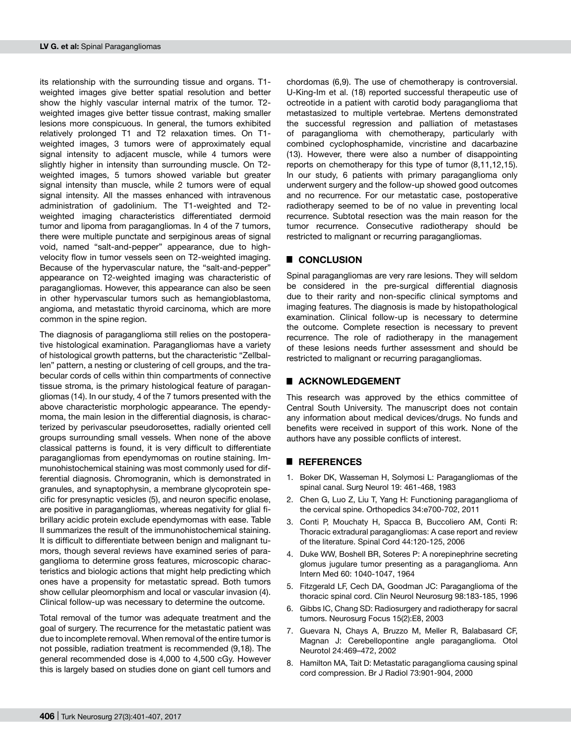its relationship with the surrounding tissue and organs. T1-weighted images give better spatial resolution and better show the highly vascular internal matrix of the tumor. T2-weighted images give better tissue contrast, making smaller lesions more conspicuous. In general, the tumors exhibited relatively prolonged T1 and T2 relaxation times. On T1-weighted images, 3 tumors were of approximately equal signal intensity to adjacent muscle, while 4 tumors were slightly higher in intensity than surrounding muscle. On T2-weighted images, 5 tumors showed variable but greater signal intensity than muscle, while 2 tumors were of equal signal intensity. All the masses enhanced with intravenous administration of gadolinium. The T1-weighted and T2-weighted imaging characteristics differentiated dermoid tumor and lipoma from paragangliomas. In 4 of the 7 tumors, there were multiple punctate and serpiginous areas of signal void, named "salt-and-pepper" appearance, due to high-velocity flow in tumor vessels seen on T2-weighted imaging. Because of the hypervascular nature, the "salt-and-pepper" appearance on T2-weighted imaging was characteristic of paragangliomas. However, this appearance can also be seen in other hypervascular tumors such as hemangioblastoma, angioma, and metastatic thyroid carcinoma, which are more common in the spine region.

The diagnosis of paraganglioma still relies on the postoperative histological examination. Paragangliomas have a variety of histological growth patterns, but the characteristic "Zellballen" pattern, a nesting or clustering of cell groups, and the trabecular cords of cells within thin compartments of connective tissue stroma, is the primary histological feature of paragangliomas (14). In our study, 4 of the 7 tumors presented with the above characteristic morphologic appearance. The ependymoma, the main lesion in the differential diagnosis, is characterized by perivascular pseudorosettes, radially oriented cell groups surrounding small vessels. When none of the above classical patterns is found, it is very difficult to differentiate paragangliomas from ependymomas on routine staining. Immunohistochemical staining was most commonly used for differential diagnosis. Chromogranin, which is demonstrated in granules, and synaptophysin, a membrane glycoprotein specific for presynaptic vesicles (5), and neuron specific enolase, are positive in paragangliomas, whereas negativity for glial fibrillary acidic protein exclude ependymomas with ease. Table II summarizes the result of the immunohistochemical staining. It is difficult to differentiate between benign and malignant tumors, though several reviews have examined series of paraganglioma to determine gross features, microscopic characteristics and biologic actions that might help predicting which ones have a propensity for metastatic spread. Both tumors show cellular pleomorphism and local or vascular invasion (4). Clinical follow-up was necessary to determine the outcome.

Total removal of the tumor was adequate treatment and the goal of surgery. The recurrence for the metastatic patient was due to incomplete removal. When removal of the entire tumor is not possible, radiation treatment is recommended (9,18). The general recommended dose is 4,000 to 4,500 cGy. However this is largely based on studies done on giant cell tumors and chordomas (6,9). The use of chemotherapy is controversial. U-King-Im et al. (18) reported successful therapeutic use of octreotide in a patient with carotid body paraganglioma that metastasized to multiple vertebrae. Mertens demonstrated the successful regression and palliation of metastases of paraganglioma with chemotherapy, particularly with combined cyclophosphamide, vincristine and dacarbazine (13). However, there were also a number of disappointing reports on chemotherapy for this type of tumor (8,11,12,15). In our study, 6 patients with primary paraganglioma only underwent surgery and the follow-up showed good outcomes and no recurrence. For our metastatic case, postoperative radiotherapy seemed to be of no value in preventing local recurrence. Subtotal resection was the main reason for the tumor recurrence. Consecutive radiotherapy should be restricted to malignant or recurring paragangliomas.

## CONCLUSION

Spinal paragangliomas are very rare lesions. They will seldom be considered in the pre-surgical differential diagnosis due to their rarity and non-specific clinical symptoms and imaging features. The diagnosis is made by histopathological examination. Clinical follow-up is necessary to determine the outcome. Complete resection is necessary to prevent recurrence. The role of radiotherapy in the management of these lesions needs further assessment and should be restricted to malignant or recurring paragangliomas.

## ACKNOWLEDGEMENT

This research was approved by the ethics committee of Central South University. The manuscript does not contain any information about medical devices/drugs. No funds and benefits were received in support of this work. None of the authors have any possible conflicts of interest.

## REFERENCES

1. Boker DK, Wasseman H, Solymosi L: Paragangliomas of the spinal canal. Surg Neurol 19: 461-468, 1983
2. Chen G, Luo Z, Liu T, Yang H: Functioning paraganglioma of the cervical spine. Orthopedics 34:e700-702, 2011
3. Conti P, Mouchaty H, Spacca B, Buccoliero AM, Conti R: Thoracic extradural paragangliomas: A case report and review of the literature. Spinal Cord 44:120-125, 2006
4. Duke WW, Boshell BR, Soteres P: A norepinephrine secreting glomus jugulare tumor presenting as a paraganglioma. Ann Intern Med 60: 1040-1047, 1964
5. Fitzgerald LF, Cech DA, Goodman JC: Paraganglioma of the thoracic spinal cord. Clin Neurol Neurosurg 98:183-185, 1996
6. Gibbs IC, Chang SD: Radiosurgery and radiotherapy for sacral tumors. Neurosurg Focus 15(2):E8, 2003
7. Guevara N, Chays A, Bruzzo M, Meller R, Balabasard CF, Magnan J: Cerebellopontine angle paraganglioma. Otol Neurotol 24:469–472, 2002
8. Hamilton MA, Tait D: Metastatic paraganglioma causing spinal cord compression. Br J Radiol 73:901-904, 2000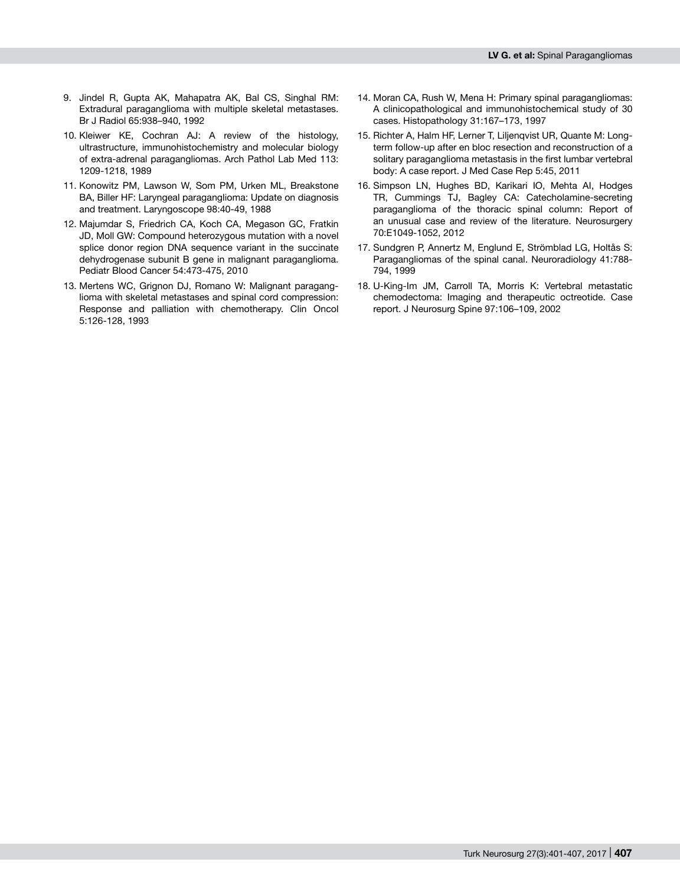9. Jindel R, Gupta AK, Mahapatra AK, Bal CS, Singhal RM: Extradural paraganglioma with multiple skeletal metastases. Br J Radiol 65:938–940, 1992
10. Kleiwer KE, Cochran AJ: A review of the histology, ultrastructure, immunohistochemistry and molecular biology of extra-adrenal paragangliomas. Arch Pathol Lab Med 113: 1209-1218, 1989
11. Konowitz PM, Lawson W, Som PM, Urken ML, Breakstone BA, Biller HF: Laryngeal paraganglioma: Update on diagnosis and treatment. Laryngoscope 98:40-49, 1988
12. Majumdar S, Friedrich CA, Koch CA, Megason GC, Fratkin JD, Moll GW: Compound heterozygous mutation with a novel splice donor region DNA sequence variant in the succinate dehydrogenase subunit B gene in malignant paraganglioma. Pediatr Blood Cancer 54:473-475, 2010
13. Mertens WC, Grignon DJ, Romano W: Malignant paraganglioma with skeletal metastases and spinal cord compression: Response and palliation with chemotherapy. Clin Oncol 5:126-128, 1993
14. Moran CA, Rush W, Mena H: Primary spinal paragangliomas: A clinicopathological and immunohistochemical study of 30 cases. Histopathology 31:167–173, 1997
15. Richter A, Halm HF, Lerner T, Liljenqvist UR, Quante M: Long-term follow-up after en bloc resection and reconstruction of a solitary paraganglioma metastasis in the first lumbar vertebral body: A case report. J Med Case Rep 5:45, 2011
16. Simpson LN, Hughes BD, Karikari IO, Mehta AI, Hodges TR, Cummings TJ, Bagley CA: Catecholamine-secreting paraganglioma of the thoracic spinal column: Report of an unusual case and review of the literature. Neurosurgery 70:E1049-1052, 2012
17. Sundgren P, Annertz M, Englund E, Strömblad LG, Holtås S: Paragangliomas of the spinal canal. Neuroradiology 41:788-794, 1999
18. U-King-Im JM, Carroll TA, Morris K: Vertebral metastatic chemodectoma: Imaging and therapeutic octreotide. Case report. J Neurosurg Spine 97:106–109, 2002